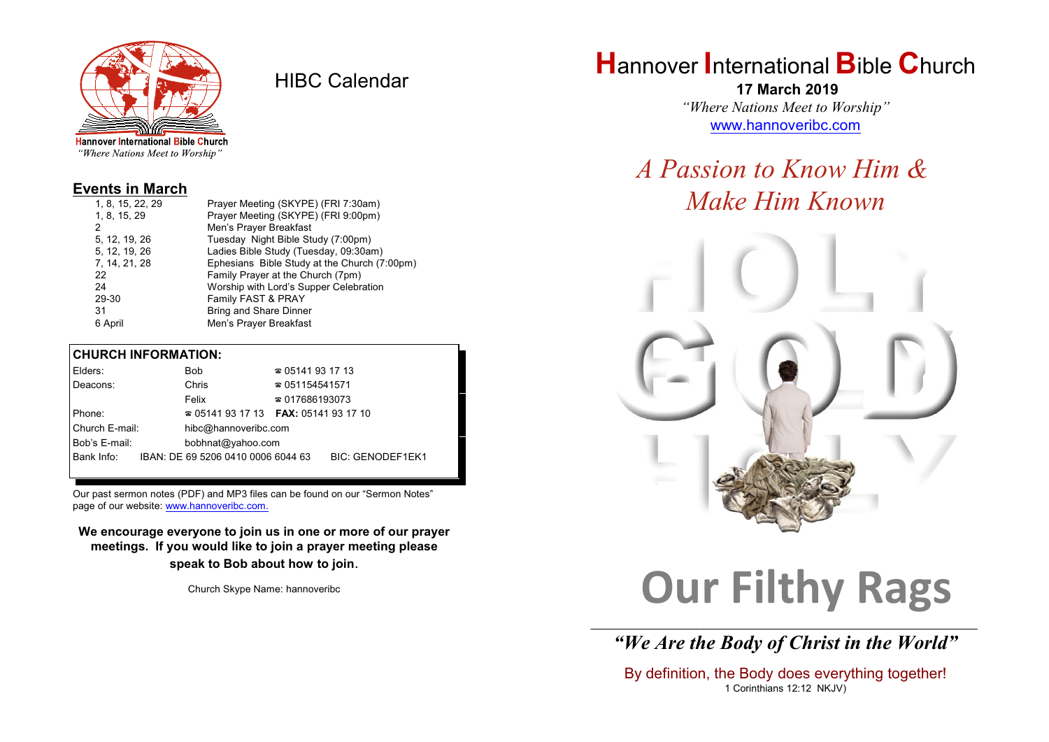Hannover International Bible Church
*"Where Nations Meet to Worship"*

# HIBC Calendar

## Events in March

| | |
|---|---|
| 1, 8, 15, 22, 29 | Prayer Meeting (SKYPE) (FRI 7:30am) |
| 1, 8, 15, 29 | Prayer Meeting (SKYPE) (FRI 9:00pm) |
| 2 | Men's Prayer Breakfast |
| 5, 12, 19, 26 | Tuesday Night Bible Study (7:00pm) |
| 5, 12, 19, 26 | Ladies Bible Study (Tuesday, 09:30am) |
| 7, 14, 21, 28 | Ephesians Bible Study at the Church (7:00pm) |
| 22 | Family Prayer at the Church (7pm) |
| 24 | Worship with Lord's Supper Celebration |
| 29-30 | Family FAST & PRAY |
| 31 | Bring and Share Dinner |
| 6 April | Men's Prayer Breakfast |

## CHURCH INFORMATION:

| | | | |
|---|---|---|---|
| Elders: | Bob | ☎ 05141 93 17 13 | |
| Deacons: | Chris | ☎ 051154541571 | |
| | Felix | ☎ 017686193073 | |
| Phone: | ☎ 05141 93 17 13 | **FAX:** 05141 93 17 10 | |
| Church E-mail: | hibc@hannoveribc.com | | |
| Bob's E-mail: | bobhnat@yahoo.com | | |
| Bank Info: | IBAN: DE 69 5206 0410 0006 6044 63 | | BIC: GENODEF1EK1 |

Our past sermon notes (PDF) and MP3 files can be found on our "Sermon Notes" page of our website: www.hannoveribc.com.

**We encourage everyone to join us in one or more of our prayer meetings. If you would like to join a prayer meeting please speak to Bob about how to join.**

Church Skype Name: hannoveribc

# Hannover International Bible Church

**17 March 2019**

*"Where Nations Meet to Worship"*

www.hannoveribc.com

## *A Passion to Know Him & Make Him Known*

# Our Filthy Rags

***"We Are the Body of Christ in the World"***

By definition, the Body does everything together!
1 Corinthians 12:12 NKJV)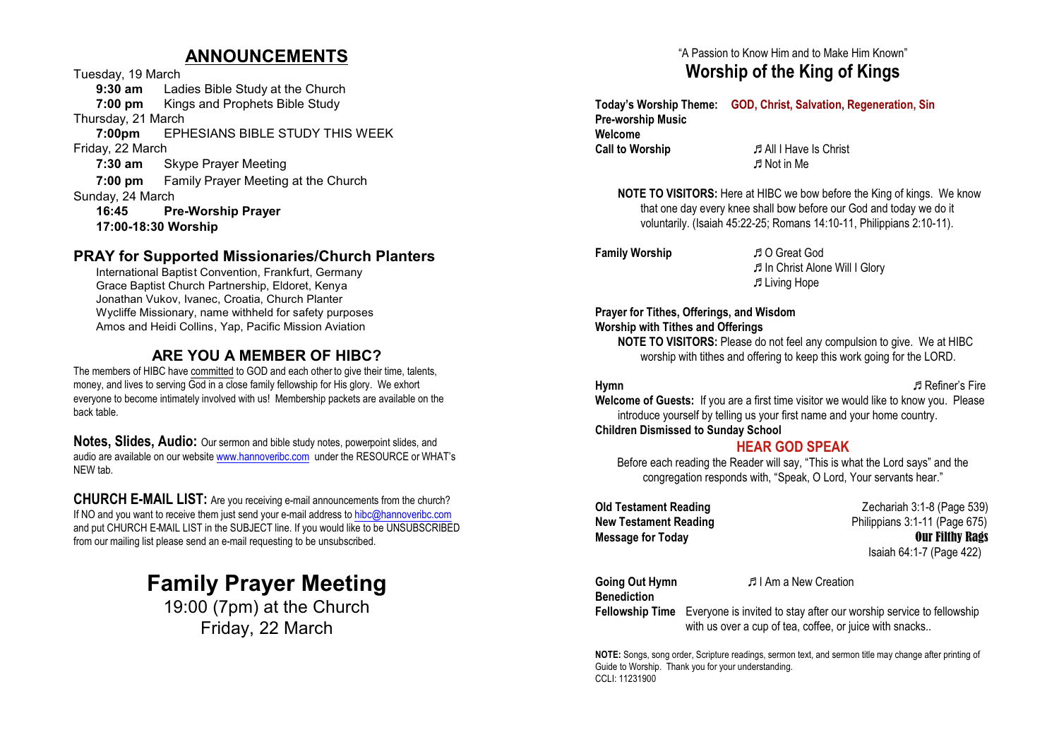# ANNOUNCEMENTS

Tuesday, 19 March

- **9:30 am** Ladies Bible Study at the Church
- **7:00 pm** Kings and Prophets Bible Study

Thursday, 21 March

- **7:00pm** EPHESIANS BIBLE STUDY THIS WEEK

Friday, 22 March

- **7:30 am** Skype Prayer Meeting
- **7:00 pm** Family Prayer Meeting at the Church

Sunday, 24 March

- **16:45 Pre-Worship Prayer**
- **17:00-18:30 Worship**

## PRAY for Supported Missionaries/Church Planters

International Baptist Convention, Frankfurt, Germany
Grace Baptist Church Partnership, Eldoret, Kenya
Jonathan Vukov, Ivanec, Croatia, Church Planter
Wycliffe Missionary, name withheld for safety purposes
Amos and Heidi Collins, Yap, Pacific Mission Aviation

## ARE YOU A MEMBER OF HIBC?

The members of HIBC have committed to GOD and each other to give their time, talents, money, and lives to serving God in a close family fellowship for His glory. We exhort everyone to become intimately involved with us! Membership packets are available on the back table.

**Notes, Slides, Audio:** Our sermon and bible study notes, powerpoint slides, and audio are available on our website www.hannoveribc.com under the RESOURCE or WHAT's NEW tab.

**CHURCH E-MAIL LIST:** Are you receiving e-mail announcements from the church? If NO and you want to receive them just send your e-mail address to hibc@hannoveribc.com and put CHURCH E-MAIL LIST in the SUBJECT line. If you would like to be UNSUBSCRIBED from our mailing list please send an e-mail requesting to be unsubscribed.

# Family Prayer Meeting

19:00 (7pm) at the Church
Friday, 22 March

"A Passion to Know Him and to Make Him Known"

# Worship of the King of Kings

**Today's Worship Theme:** **GOD, Christ, Salvation, Regeneration, Sin**

**Pre-worship Music**

**Welcome**

**Call to Worship** ♬ All I Have Is Christ
♬ Not in Me

**NOTE TO VISITORS:** Here at HIBC we bow before the King of kings. We know that one day every knee shall bow before our God and today we do it voluntarily. (Isaiah 45:22-25; Romans 14:10-11, Philippians 2:10-11).

**Family Worship** ♬ O Great God
♬ In Christ Alone Will I Glory
♬ Living Hope

**Prayer for Tithes, Offerings, and Wisdom**

**Worship with Tithes and Offerings**

**NOTE TO VISITORS:** Please do not feel any compulsion to give. We at HIBC worship with tithes and offering to keep this work going for the LORD.

**Hymn** ♬ Refiner's Fire

**Welcome of Guests:** If you are a first time visitor we would like to know you. Please introduce yourself by telling us your first name and your home country.

**Children Dismissed to Sunday School**

## HEAR GOD SPEAK

Before each reading the Reader will say, "This is what the Lord says" and the congregation responds with, "Speak, O Lord, Your servants hear."

**Old Testament Reading** Zechariah 3:1-8 (Page 539)

**New Testament Reading** Philippians 3:1-11 (Page 675)

**Message for Today** **Our Filthy Rags**
Isaiah 64:1-7 (Page 422)

**Going Out Hymn** ♬ I Am a New Creation

**Benediction**

**Fellowship Time** Everyone is invited to stay after our worship service to fellowship with us over a cup of tea, coffee, or juice with snacks..

**NOTE:** Songs, song order, Scripture readings, sermon text, and sermon title may change after printing of Guide to Worship. Thank you for your understanding.
CCLI: 11231900